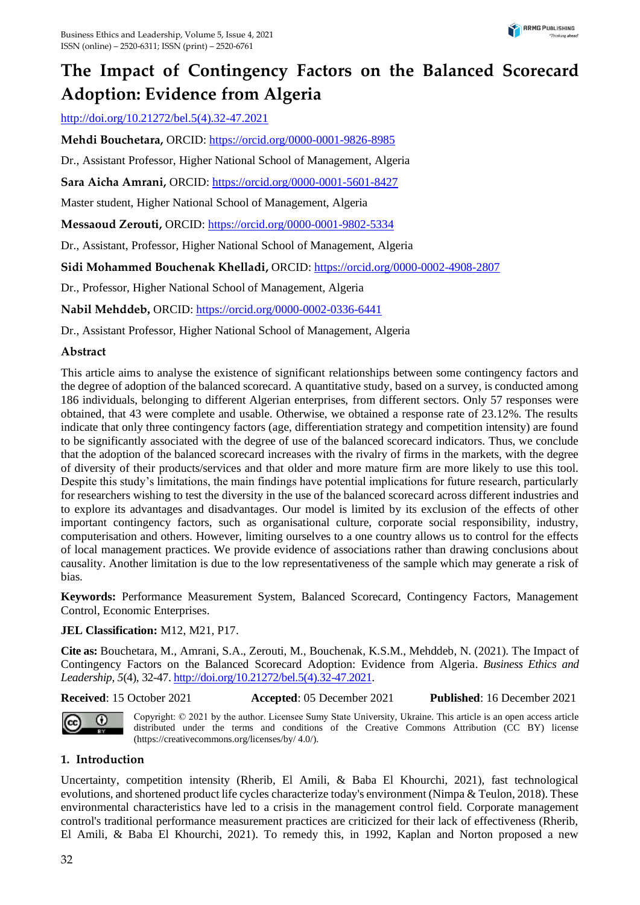# The Impact of Contingency Factors on the Balanced Scorecard Adoption: Evidence from Algeria

http://doi.org/10.21272/bel.5(4).32-47.2021

**Mehdi Bouchetara,** ORCID: https://orcid.org/0000-0001-9826-8985

Dr., Assistant Professor, Higher National School of Management, Algeria

**Sara Aicha Amrani,** ORCID: https://orcid.org/0000-0001-5601-8427

Master student, Higher National School of Management, Algeria

**Messaoud Zerouti,** ORCID: https://orcid.org/0000-0001-9802-5334

Dr., Assistant, Professor, Higher National School of Management, Algeria

**Sidi Mohammed Bouchenak Khelladi,** ORCID: https://orcid.org/0000-0002-4908-2807

Dr., Professor, Higher National School of Management, Algeria

**Nabil Mehddeb,** ORCID: https://orcid.org/0000-0002-0336-6441

Dr., Assistant Professor, Higher National School of Management, Algeria

## Abstract

This article aims to analyse the existence of significant relationships between some contingency factors and the degree of adoption of the balanced scorecard. A quantitative study, based on a survey, is conducted among 186 individuals, belonging to different Algerian enterprises, from different sectors. Only 57 responses were obtained, that 43 were complete and usable. Otherwise, we obtained a response rate of 23.12%. The results indicate that only three contingency factors (age, differentiation strategy and competition intensity) are found to be significantly associated with the degree of use of the balanced scorecard indicators. Thus, we conclude that the adoption of the balanced scorecard increases with the rivalry of firms in the markets, with the degree of diversity of their products/services and that older and more mature firm are more likely to use this tool. Despite this study's limitations, the main findings have potential implications for future research, particularly for researchers wishing to test the diversity in the use of the balanced scorecard across different industries and to explore its advantages and disadvantages. Our model is limited by its exclusion of the effects of other important contingency factors, such as organisational culture, corporate social responsibility, industry, computerisation and others. However, limiting ourselves to a one country allows us to control for the effects of local management practices. We provide evidence of associations rather than drawing conclusions about causality. Another limitation is due to the low representativeness of the sample which may generate a risk of bias.

**Keywords:** Performance Measurement System, Balanced Scorecard, Contingency Factors, Management Control, Economic Enterprises.

**JEL Classification:** M12, M21, P17.

**Cite as:** Bouchetara, M., Amrani, S.A., Zerouti, M., Bouchenak, K.S.M., Mehddeb, N. (2021). The Impact of Contingency Factors on the Balanced Scorecard Adoption: Evidence from Algeria. *Business Ethics and Leadership, 5*(4), 32-47. http://doi.org/10.21272/bel.5(4).32-47.2021.

**Received**: 15 October 2021 **Accepted**: 05 December 2021 **Published**: 16 December 2021

Copyright: © 2021 by the author. Licensee Sumy State University, Ukraine. This article is an open access article distributed under the terms and conditions of the Creative Commons Attribution (CC BY) license (https://creativecommons.org/licenses/by/ 4.0/).

## 1. Introduction

Uncertainty, competition intensity (Rherib, El Amili, & Baba El Khourchi, 2021), fast technological evolutions, and shortened product life cycles characterize today's environment (Nimpa & Teulon, 2018). These environmental characteristics have led to a crisis in the management control field. Corporate management control's traditional performance measurement practices are criticized for their lack of effectiveness (Rherib, El Amili, & Baba El Khourchi, 2021). To remedy this, in 1992, Kaplan and Norton proposed a new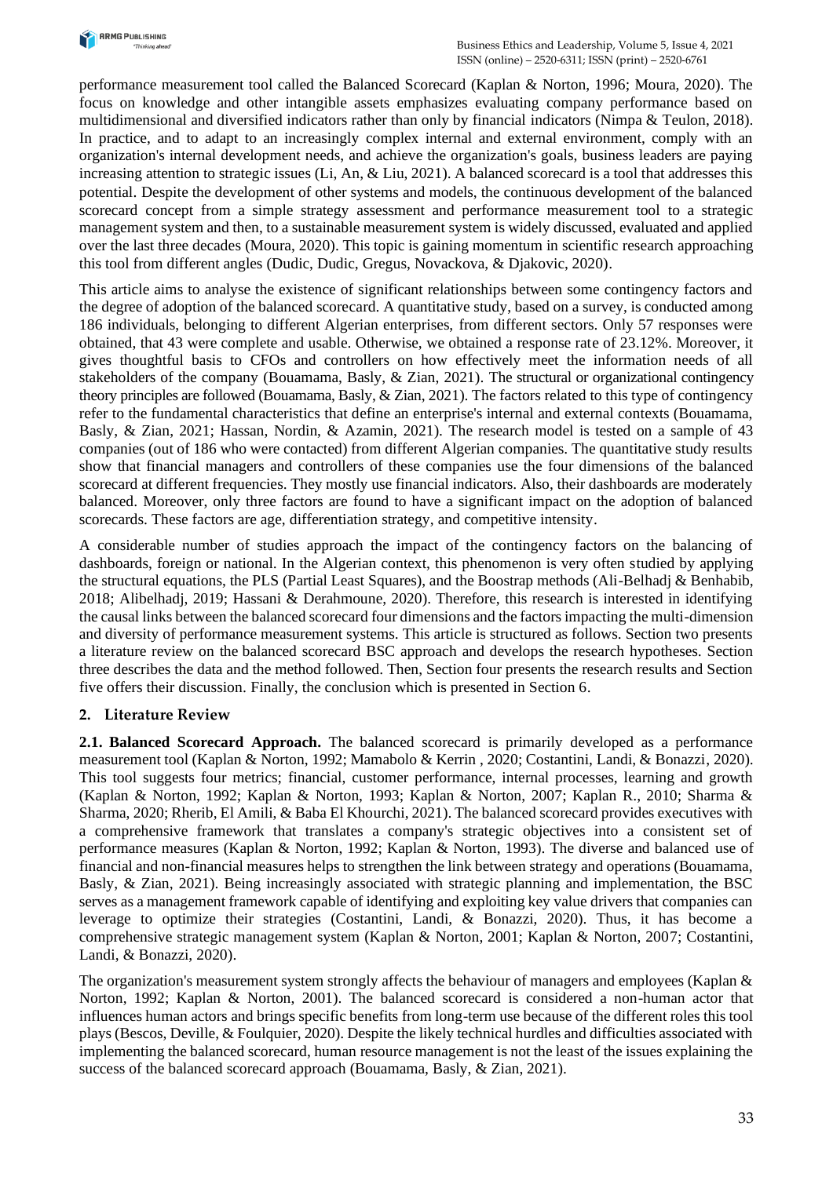performance measurement tool called the Balanced Scorecard (Kaplan & Norton, 1996; Moura, 2020). The focus on knowledge and other intangible assets emphasizes evaluating company performance based on multidimensional and diversified indicators rather than only by financial indicators (Nimpa & Teulon, 2018). In practice, and to adapt to an increasingly complex internal and external environment, comply with an organization's internal development needs, and achieve the organization's goals, business leaders are paying increasing attention to strategic issues (Li, An, & Liu, 2021). A balanced scorecard is a tool that addresses this potential. Despite the development of other systems and models, the continuous development of the balanced scorecard concept from a simple strategy assessment and performance measurement tool to a strategic management system and then, to a sustainable measurement system is widely discussed, evaluated and applied over the last three decades (Moura, 2020). This topic is gaining momentum in scientific research approaching this tool from different angles (Dudic, Dudic, Gregus, Novackova, & Djakovic, 2020).

This article aims to analyse the existence of significant relationships between some contingency factors and the degree of adoption of the balanced scorecard. A quantitative study, based on a survey, is conducted among 186 individuals, belonging to different Algerian enterprises, from different sectors. Only 57 responses were obtained, that 43 were complete and usable. Otherwise, we obtained a response rate of 23.12%. Moreover, it gives thoughtful basis to CFOs and controllers on how effectively meet the information needs of all stakeholders of the company (Bouamama, Basly, & Zian, 2021). The structural or organizational contingency theory principles are followed (Bouamama, Basly, & Zian, 2021). The factors related to this type of contingency refer to the fundamental characteristics that define an enterprise's internal and external contexts (Bouamama, Basly, & Zian, 2021; Hassan, Nordin, & Azamin, 2021). The research model is tested on a sample of 43 companies (out of 186 who were contacted) from different Algerian companies. The quantitative study results show that financial managers and controllers of these companies use the four dimensions of the balanced scorecard at different frequencies. They mostly use financial indicators. Also, their dashboards are moderately balanced. Moreover, only three factors are found to have a significant impact on the adoption of balanced scorecards. These factors are age, differentiation strategy, and competitive intensity.

A considerable number of studies approach the impact of the contingency factors on the balancing of dashboards, foreign or national. In the Algerian context, this phenomenon is very often studied by applying the structural equations, the PLS (Partial Least Squares), and the Boostrap methods (Ali-Belhadj & Benhabib, 2018; Alibelhadj, 2019; Hassani & Derahmoune, 2020). Therefore, this research is interested in identifying the causal links between the balanced scorecard four dimensions and the factors impacting the multi-dimension and diversity of performance measurement systems. This article is structured as follows. Section two presents a literature review on the balanced scorecard BSC approach and develops the research hypotheses. Section three describes the data and the method followed. Then, Section four presents the research results and Section five offers their discussion. Finally, the conclusion which is presented in Section 6.

## 2. Literature Review

**2.1. Balanced Scorecard Approach.** The balanced scorecard is primarily developed as a performance measurement tool (Kaplan & Norton, 1992; Mamabolo & Kerrin , 2020; Costantini, Landi, & Bonazzi, 2020). This tool suggests four metrics; financial, customer performance, internal processes, learning and growth (Kaplan & Norton, 1992; Kaplan & Norton, 1993; Kaplan & Norton, 2007; Kaplan R., 2010; Sharma & Sharma, 2020; Rherib, El Amili, & Baba El Khourchi, 2021). The balanced scorecard provides executives with a comprehensive framework that translates a company's strategic objectives into a consistent set of performance measures (Kaplan & Norton, 1992; Kaplan & Norton, 1993). The diverse and balanced use of financial and non-financial measures helps to strengthen the link between strategy and operations (Bouamama, Basly, & Zian, 2021). Being increasingly associated with strategic planning and implementation, the BSC serves as a management framework capable of identifying and exploiting key value drivers that companies can leverage to optimize their strategies (Costantini, Landi, & Bonazzi, 2020). Thus, it has become a comprehensive strategic management system (Kaplan & Norton, 2001; Kaplan & Norton, 2007; Costantini, Landi, & Bonazzi, 2020).

The organization's measurement system strongly affects the behaviour of managers and employees (Kaplan & Norton, 1992; Kaplan & Norton, 2001). The balanced scorecard is considered a non-human actor that influences human actors and brings specific benefits from long-term use because of the different roles this tool plays (Bescos, Deville, & Foulquier, 2020). Despite the likely technical hurdles and difficulties associated with implementing the balanced scorecard, human resource management is not the least of the issues explaining the success of the balanced scorecard approach (Bouamama, Basly, & Zian, 2021).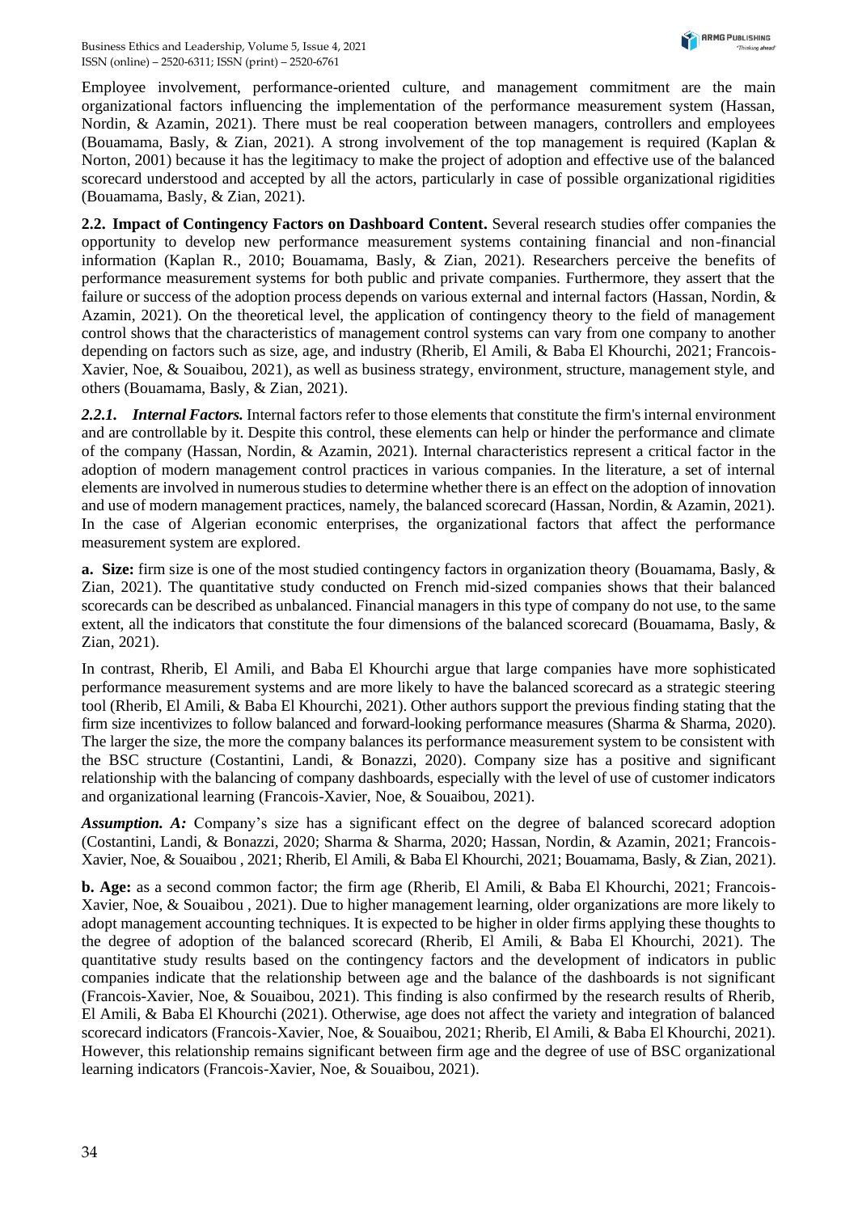Employee involvement, performance-oriented culture, and management commitment are the main organizational factors influencing the implementation of the performance measurement system (Hassan, Nordin, & Azamin, 2021). There must be real cooperation between managers, controllers and employees (Bouamama, Basly, & Zian, 2021). A strong involvement of the top management is required (Kaplan & Norton, 2001) because it has the legitimacy to make the project of adoption and effective use of the balanced scorecard understood and accepted by all the actors, particularly in case of possible organizational rigidities (Bouamama, Basly, & Zian, 2021).

**2.2. Impact of Contingency Factors on Dashboard Content.** Several research studies offer companies the opportunity to develop new performance measurement systems containing financial and non-financial information (Kaplan R., 2010; Bouamama, Basly, & Zian, 2021). Researchers perceive the benefits of performance measurement systems for both public and private companies. Furthermore, they assert that the failure or success of the adoption process depends on various external and internal factors (Hassan, Nordin, & Azamin, 2021). On the theoretical level, the application of contingency theory to the field of management control shows that the characteristics of management control systems can vary from one company to another depending on factors such as size, age, and industry (Rherib, El Amili, & Baba El Khourchi, 2021; Francois-Xavier, Noe, & Souaibou, 2021), as well as business strategy, environment, structure, management style, and others (Bouamama, Basly, & Zian, 2021).

***2.2.1. Internal Factors.*** Internal factors refer to those elements that constitute the firm's internal environment and are controllable by it. Despite this control, these elements can help or hinder the performance and climate of the company (Hassan, Nordin, & Azamin, 2021). Internal characteristics represent a critical factor in the adoption of modern management control practices in various companies. In the literature, a set of internal elements are involved in numerous studies to determine whether there is an effect on the adoption of innovation and use of modern management practices, namely, the balanced scorecard (Hassan, Nordin, & Azamin, 2021). In the case of Algerian economic enterprises, the organizational factors that affect the performance measurement system are explored.

**a. Size:** firm size is one of the most studied contingency factors in organization theory (Bouamama, Basly, & Zian, 2021). The quantitative study conducted on French mid-sized companies shows that their balanced scorecards can be described as unbalanced. Financial managers in this type of company do not use, to the same extent, all the indicators that constitute the four dimensions of the balanced scorecard (Bouamama, Basly, & Zian, 2021).

In contrast, Rherib, El Amili, and Baba El Khourchi argue that large companies have more sophisticated performance measurement systems and are more likely to have the balanced scorecard as a strategic steering tool (Rherib, El Amili, & Baba El Khourchi, 2021). Other authors support the previous finding stating that the firm size incentivizes to follow balanced and forward-looking performance measures (Sharma & Sharma, 2020). The larger the size, the more the company balances its performance measurement system to be consistent with the BSC structure (Costantini, Landi, & Bonazzi, 2020). Company size has a positive and significant relationship with the balancing of company dashboards, especially with the level of use of customer indicators and organizational learning (Francois-Xavier, Noe, & Souaibou, 2021).

***Assumption. A:*** Company's size has a significant effect on the degree of balanced scorecard adoption (Costantini, Landi, & Bonazzi, 2020; Sharma & Sharma, 2020; Hassan, Nordin, & Azamin, 2021; Francois-Xavier, Noe, & Souaibou , 2021; Rherib, El Amili, & Baba El Khourchi, 2021; Bouamama, Basly, & Zian, 2021).

**b. Age:** as a second common factor; the firm age (Rherib, El Amili, & Baba El Khourchi, 2021; Francois-Xavier, Noe, & Souaibou , 2021). Due to higher management learning, older organizations are more likely to adopt management accounting techniques. It is expected to be higher in older firms applying these thoughts to the degree of adoption of the balanced scorecard (Rherib, El Amili, & Baba El Khourchi, 2021). The quantitative study results based on the contingency factors and the development of indicators in public companies indicate that the relationship between age and the balance of the dashboards is not significant (Francois-Xavier, Noe, & Souaibou, 2021). This finding is also confirmed by the research results of Rherib, El Amili, & Baba El Khourchi (2021). Otherwise, age does not affect the variety and integration of balanced scorecard indicators (Francois-Xavier, Noe, & Souaibou, 2021; Rherib, El Amili, & Baba El Khourchi, 2021). However, this relationship remains significant between firm age and the degree of use of BSC organizational learning indicators (Francois-Xavier, Noe, & Souaibou, 2021).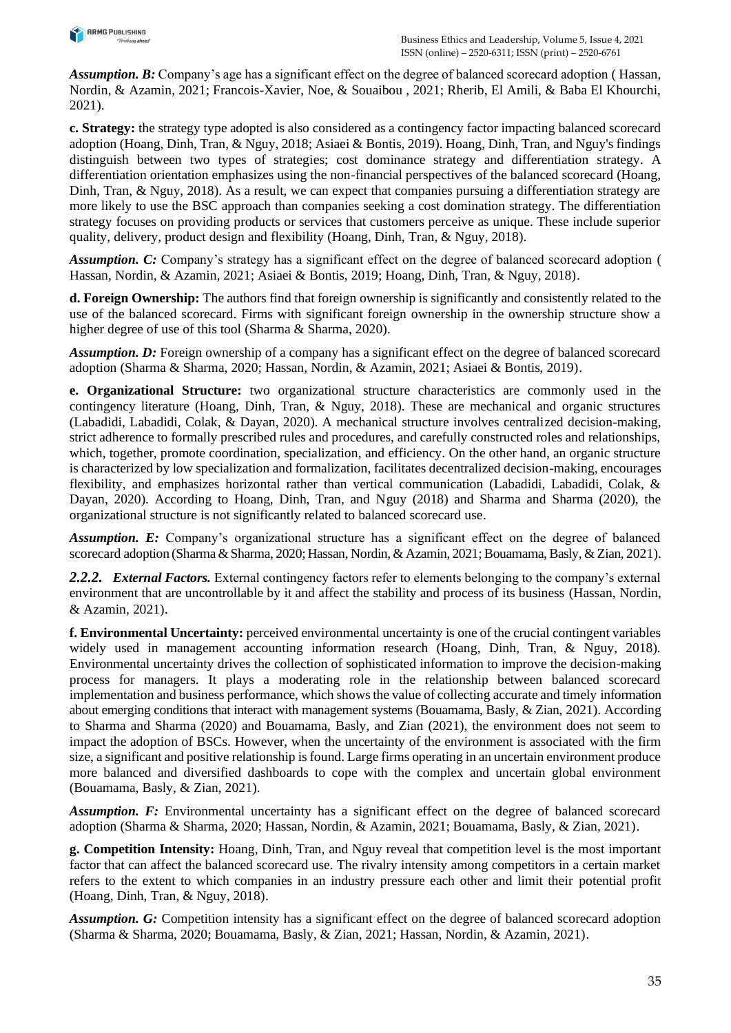***Assumption. B:*** Company's age has a significant effect on the degree of balanced scorecard adoption ( Hassan, Nordin, & Azamin, 2021; Francois-Xavier, Noe, & Souaibou , 2021; Rherib, El Amili, & Baba El Khourchi, 2021).

**c. Strategy:** the strategy type adopted is also considered as a contingency factor impacting balanced scorecard adoption (Hoang, Dinh, Tran, & Nguy, 2018; Asiaei & Bontis, 2019). Hoang, Dinh, Tran, and Nguy's findings distinguish between two types of strategies; cost dominance strategy and differentiation strategy. A differentiation orientation emphasizes using the non-financial perspectives of the balanced scorecard (Hoang, Dinh, Tran, & Nguy, 2018). As a result, we can expect that companies pursuing a differentiation strategy are more likely to use the BSC approach than companies seeking a cost domination strategy. The differentiation strategy focuses on providing products or services that customers perceive as unique. These include superior quality, delivery, product design and flexibility (Hoang, Dinh, Tran, & Nguy, 2018).

***Assumption. C:*** Company's strategy has a significant effect on the degree of balanced scorecard adoption ( Hassan, Nordin, & Azamin, 2021; Asiaei & Bontis, 2019; Hoang, Dinh, Tran, & Nguy, 2018).

**d. Foreign Ownership:** The authors find that foreign ownership is significantly and consistently related to the use of the balanced scorecard. Firms with significant foreign ownership in the ownership structure show a higher degree of use of this tool (Sharma & Sharma, 2020).

***Assumption. D:*** Foreign ownership of a company has a significant effect on the degree of balanced scorecard adoption (Sharma & Sharma, 2020; Hassan, Nordin, & Azamin, 2021; Asiaei & Bontis, 2019).

**e. Organizational Structure:** two organizational structure characteristics are commonly used in the contingency literature (Hoang, Dinh, Tran, & Nguy, 2018). These are mechanical and organic structures (Labadidi, Labadidi, Colak, & Dayan, 2020). A mechanical structure involves centralized decision-making, strict adherence to formally prescribed rules and procedures, and carefully constructed roles and relationships, which, together, promote coordination, specialization, and efficiency. On the other hand, an organic structure is characterized by low specialization and formalization, facilitates decentralized decision-making, encourages flexibility, and emphasizes horizontal rather than vertical communication (Labadidi, Labadidi, Colak, & Dayan, 2020). According to Hoang, Dinh, Tran, and Nguy (2018) and Sharma and Sharma (2020), the organizational structure is not significantly related to balanced scorecard use.

***Assumption. E:*** Company's organizational structure has a significant effect on the degree of balanced scorecard adoption (Sharma & Sharma, 2020; Hassan, Nordin, & Azamin, 2021; Bouamama, Basly, & Zian, 2021).

***2.2.2. External Factors.*** External contingency factors refer to elements belonging to the company's external environment that are uncontrollable by it and affect the stability and process of its business (Hassan, Nordin, & Azamin, 2021).

**f. Environmental Uncertainty:** perceived environmental uncertainty is one of the crucial contingent variables widely used in management accounting information research (Hoang, Dinh, Tran, & Nguy, 2018). Environmental uncertainty drives the collection of sophisticated information to improve the decision-making process for managers. It plays a moderating role in the relationship between balanced scorecard implementation and business performance, which shows the value of collecting accurate and timely information about emerging conditions that interact with management systems (Bouamama, Basly, & Zian, 2021). According to Sharma and Sharma (2020) and Bouamama, Basly, and Zian (2021), the environment does not seem to impact the adoption of BSCs. However, when the uncertainty of the environment is associated with the firm size, a significant and positive relationship is found. Large firms operating in an uncertain environment produce more balanced and diversified dashboards to cope with the complex and uncertain global environment (Bouamama, Basly, & Zian, 2021).

***Assumption. F:*** Environmental uncertainty has a significant effect on the degree of balanced scorecard adoption (Sharma & Sharma, 2020; Hassan, Nordin, & Azamin, 2021; Bouamama, Basly, & Zian, 2021).

**g. Competition Intensity:** Hoang, Dinh, Tran, and Nguy reveal that competition level is the most important factor that can affect the balanced scorecard use. The rivalry intensity among competitors in a certain market refers to the extent to which companies in an industry pressure each other and limit their potential profit (Hoang, Dinh, Tran, & Nguy, 2018).

***Assumption. G:*** Competition intensity has a significant effect on the degree of balanced scorecard adoption (Sharma & Sharma, 2020; Bouamama, Basly, & Zian, 2021; Hassan, Nordin, & Azamin, 2021).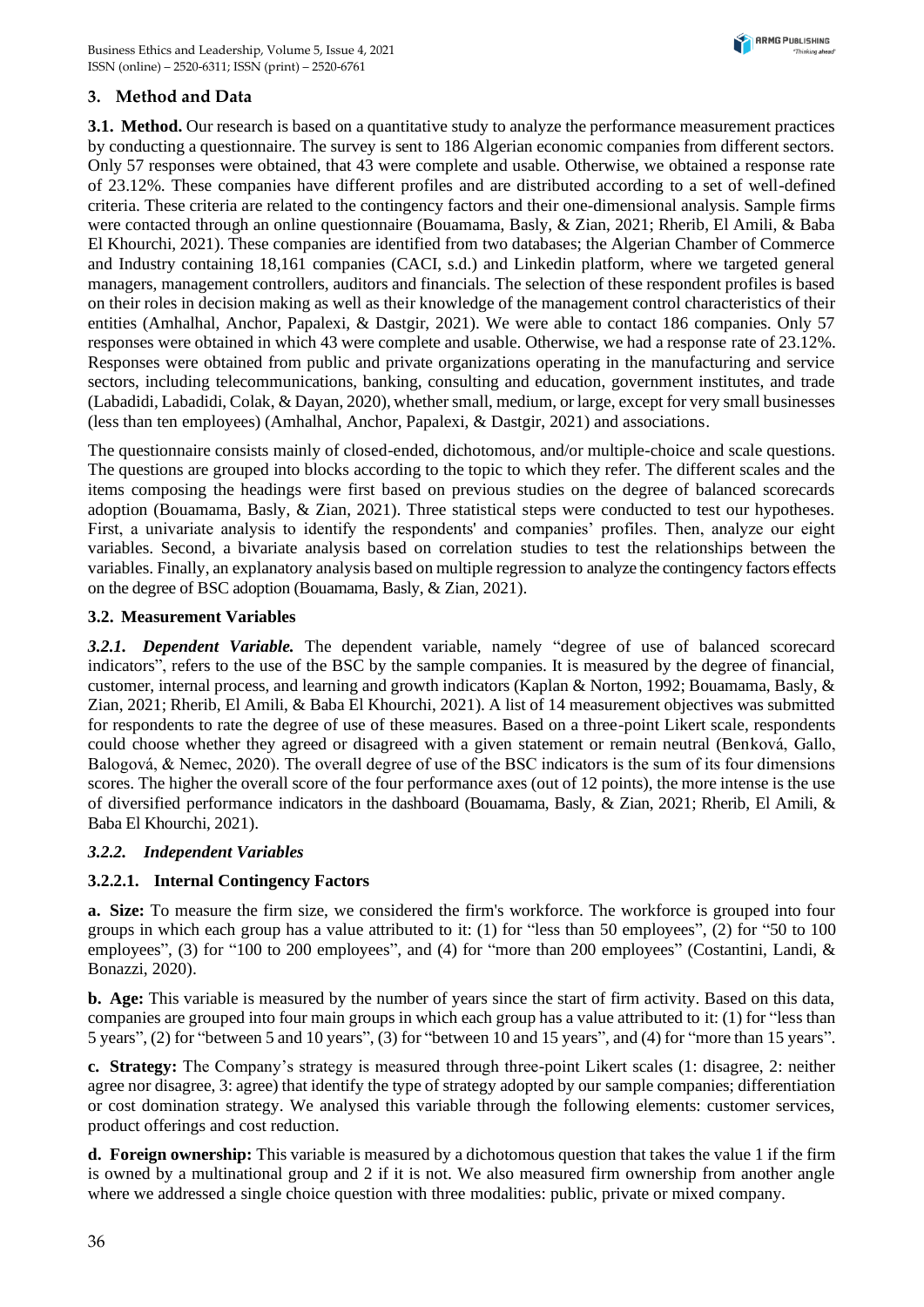## 3. Method and Data

**3.1. Method.** Our research is based on a quantitative study to analyze the performance measurement practices by conducting a questionnaire. The survey is sent to 186 Algerian economic companies from different sectors. Only 57 responses were obtained, that 43 were complete and usable. Otherwise, we obtained a response rate of 23.12%. These companies have different profiles and are distributed according to a set of well-defined criteria. These criteria are related to the contingency factors and their one-dimensional analysis. Sample firms were contacted through an online questionnaire (Bouamama, Basly, & Zian, 2021; Rherib, El Amili, & Baba El Khourchi, 2021). These companies are identified from two databases; the Algerian Chamber of Commerce and Industry containing 18,161 companies (CACI, s.d.) and Linkedin platform, where we targeted general managers, management controllers, auditors and financials. The selection of these respondent profiles is based on their roles in decision making as well as their knowledge of the management control characteristics of their entities (Amhalhal, Anchor, Papalexi, & Dastgir, 2021). We were able to contact 186 companies. Only 57 responses were obtained in which 43 were complete and usable. Otherwise, we had a response rate of 23.12%. Responses were obtained from public and private organizations operating in the manufacturing and service sectors, including telecommunications, banking, consulting and education, government institutes, and trade (Labadidi, Labadidi, Colak, & Dayan, 2020), whether small, medium, or large, except for very small businesses (less than ten employees) (Amhalhal, Anchor, Papalexi, & Dastgir, 2021) and associations.

The questionnaire consists mainly of closed-ended, dichotomous, and/or multiple-choice and scale questions. The questions are grouped into blocks according to the topic to which they refer. The different scales and the items composing the headings were first based on previous studies on the degree of balanced scorecards adoption (Bouamama, Basly, & Zian, 2021). Three statistical steps were conducted to test our hypotheses. First, a univariate analysis to identify the respondents' and companies' profiles. Then, analyze our eight variables. Second, a bivariate analysis based on correlation studies to test the relationships between the variables. Finally, an explanatory analysis based on multiple regression to analyze the contingency factors effects on the degree of BSC adoption (Bouamama, Basly, & Zian, 2021).

### 3.2. Measurement Variables

***3.2.1. Dependent Variable.*** The dependent variable, namely "degree of use of balanced scorecard indicators", refers to the use of the BSC by the sample companies. It is measured by the degree of financial, customer, internal process, and learning and growth indicators (Kaplan & Norton, 1992; Bouamama, Basly, & Zian, 2021; Rherib, El Amili, & Baba El Khourchi, 2021). A list of 14 measurement objectives was submitted for respondents to rate the degree of use of these measures. Based on a three-point Likert scale, respondents could choose whether they agreed or disagreed with a given statement or remain neutral (Benková, Gallo, Balogová, & Nemec, 2020). The overall degree of use of the BSC indicators is the sum of its four dimensions scores. The higher the overall score of the four performance axes (out of 12 points), the more intense is the use of diversified performance indicators in the dashboard (Bouamama, Basly, & Zian, 2021; Rherib, El Amili, & Baba El Khourchi, 2021).

#### *3.2.2. Independent Variables*

#### 3.2.2.1. Internal Contingency Factors

**a. Size:** To measure the firm size, we considered the firm's workforce. The workforce is grouped into four groups in which each group has a value attributed to it: (1) for "less than 50 employees", (2) for "50 to 100 employees", (3) for "100 to 200 employees", and (4) for "more than 200 employees" (Costantini, Landi, & Bonazzi, 2020).

**b. Age:** This variable is measured by the number of years since the start of firm activity. Based on this data, companies are grouped into four main groups in which each group has a value attributed to it: (1) for "less than 5 years", (2) for "between 5 and 10 years", (3) for "between 10 and 15 years", and (4) for "more than 15 years".

**c. Strategy:** The Company's strategy is measured through three-point Likert scales (1: disagree, 2: neither agree nor disagree, 3: agree) that identify the type of strategy adopted by our sample companies; differentiation or cost domination strategy. We analysed this variable through the following elements: customer services, product offerings and cost reduction.

**d. Foreign ownership:** This variable is measured by a dichotomous question that takes the value 1 if the firm is owned by a multinational group and 2 if it is not. We also measured firm ownership from another angle where we addressed a single choice question with three modalities: public, private or mixed company.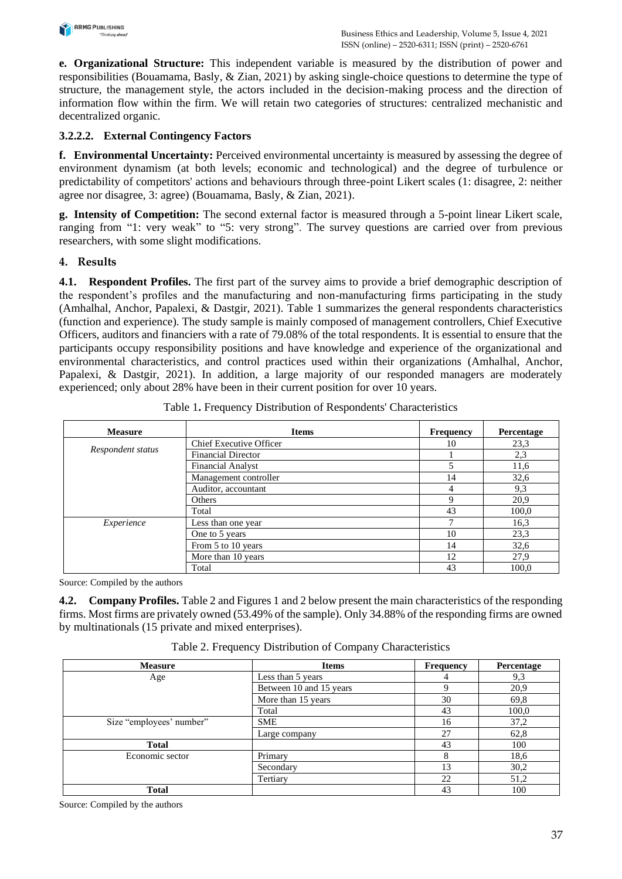**e. Organizational Structure:** This independent variable is measured by the distribution of power and responsibilities (Bouamama, Basly, & Zian, 2021) by asking single-choice questions to determine the type of structure, the management style, the actors included in the decision-making process and the direction of information flow within the firm. We will retain two categories of structures: centralized mechanistic and decentralized organic.

#### 3.2.2.2. External Contingency Factors

**f. Environmental Uncertainty:** Perceived environmental uncertainty is measured by assessing the degree of environment dynamism (at both levels; economic and technological) and the degree of turbulence or predictability of competitors' actions and behaviours through three-point Likert scales (1: disagree, 2: neither agree nor disagree, 3: agree) (Bouamama, Basly, & Zian, 2021).

**g. Intensity of Competition:** The second external factor is measured through a 5-point linear Likert scale, ranging from "1: very weak" to "5: very strong". The survey questions are carried over from previous researchers, with some slight modifications.

## 4. Results

**4.1. Respondent Profiles.** The first part of the survey aims to provide a brief demographic description of the respondent's profiles and the manufacturing and non-manufacturing firms participating in the study (Amhalhal, Anchor, Papalexi, & Dastgir, 2021). Table 1 summarizes the general respondents characteristics (function and experience). The study sample is mainly composed of management controllers, Chief Executive Officers, auditors and financiers with a rate of 79.08% of the total respondents. It is essential to ensure that the participants occupy responsibility positions and have knowledge and experience of the organizational and environmental characteristics, and control practices used within their organizations (Amhalhal, Anchor, Papalexi, & Dastgir, 2021). In addition, a large majority of our responded managers are moderately experienced; only about 28% have been in their current position for over 10 years.

Table 1. Frequency Distribution of Respondents' Characteristics

| Measure | Items | Frequency | Percentage |
|---|---|---|---|
| *Respondent status* | Chief Executive Officer | 10 | 23,3 |
| | Financial Director | 1 | 2,3 |
| | Financial Analyst | 5 | 11,6 |
| | Management controller | 14 | 32,6 |
| | Auditor, accountant | 4 | 9,3 |
| | Others | 9 | 20,9 |
| | Total | 43 | 100,0 |
| *Experience* | Less than one year | 7 | 16,3 |
| | One to 5 years | 10 | 23,3 |
| | From 5 to 10 years | 14 | 32,6 |
| | More than 10 years | 12 | 27,9 |
| | Total | 43 | 100,0 |

Source: Compiled by the authors

**4.2. Company Profiles.** Table 2 and Figures 1 and 2 below present the main characteristics of the responding firms. Most firms are privately owned (53.49% of the sample). Only 34.88% of the responding firms are owned by multinationals (15 private and mixed enterprises).

Table 2. Frequency Distribution of Company Characteristics

| Measure | Items | Frequency | Percentage |
|---|---|---|---|
| Age | Less than 5 years | 4 | 9,3 |
| | Between 10 and 15 years | 9 | 20,9 |
| | More than 15 years | 30 | 69,8 |
| | Total | 43 | 100,0 |
| Size "employees' number" | SME | 16 | 37,2 |
| | Large company | 27 | 62,8 |
| **Total** | | 43 | 100 |
| Economic sector | Primary | 8 | 18,6 |
| | Secondary | 13 | 30,2 |
| | Tertiary | 22 | 51,2 |
| **Total** | | 43 | 100 |

Source: Compiled by the authors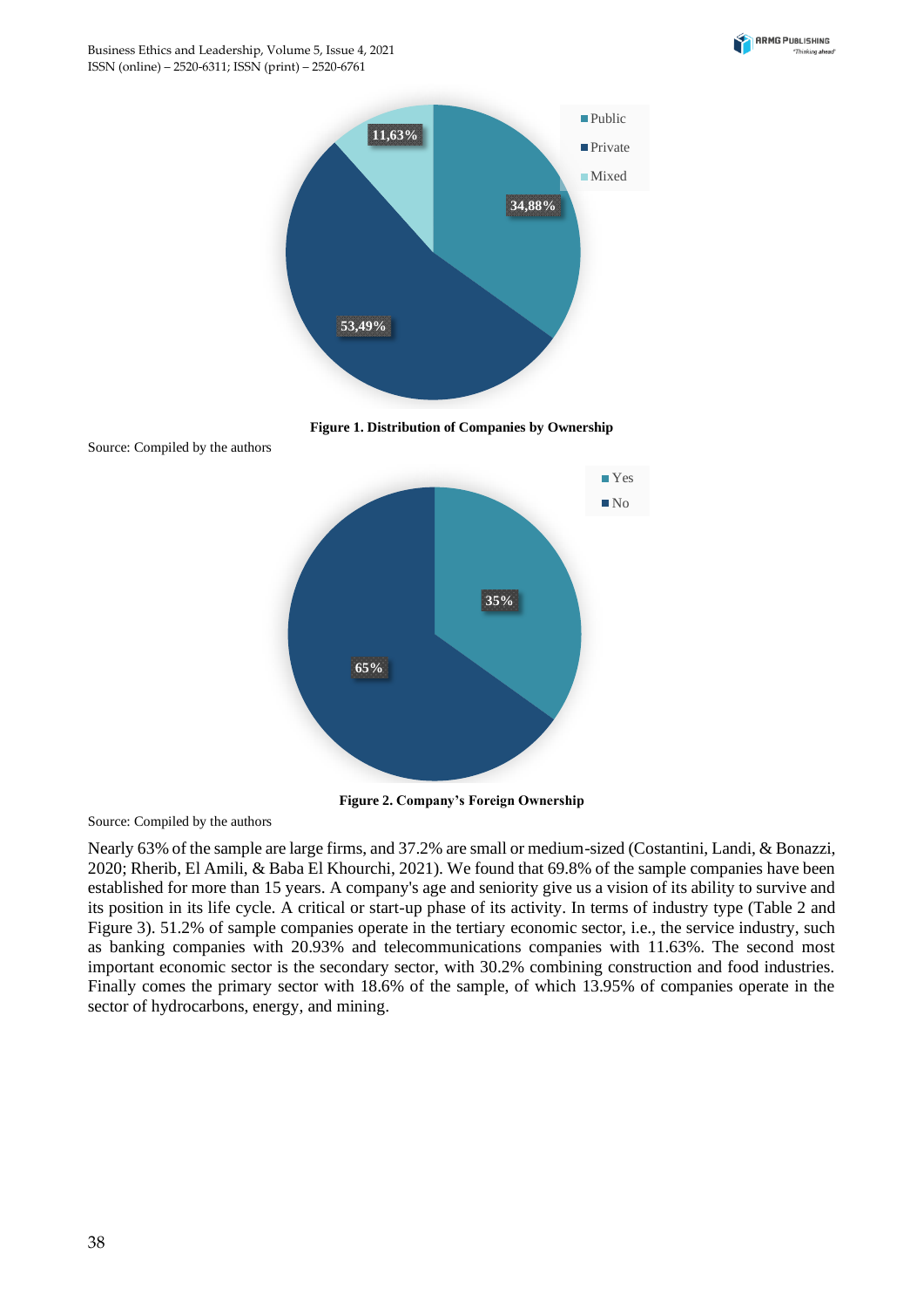**Figure 1. Distribution of Companies by Ownership**

Source: Compiled by the authors

**Figure 2. Company's Foreign Ownership**

Source: Compiled by the authors

Nearly 63% of the sample are large firms, and 37.2% are small or medium-sized (Costantini, Landi, & Bonazzi, 2020; Rherib, El Amili, & Baba El Khourchi, 2021). We found that 69.8% of the sample companies have been established for more than 15 years. A company's age and seniority give us a vision of its ability to survive and its position in its life cycle. A critical or start-up phase of its activity. In terms of industry type (Table 2 and Figure 3). 51.2% of sample companies operate in the tertiary economic sector, i.e., the service industry, such as banking companies with 20.93% and telecommunications companies with 11.63%. The second most important economic sector is the secondary sector, with 30.2% combining construction and food industries. Finally comes the primary sector with 18.6% of the sample, of which 13.95% of companies operate in the sector of hydrocarbons, energy, and mining.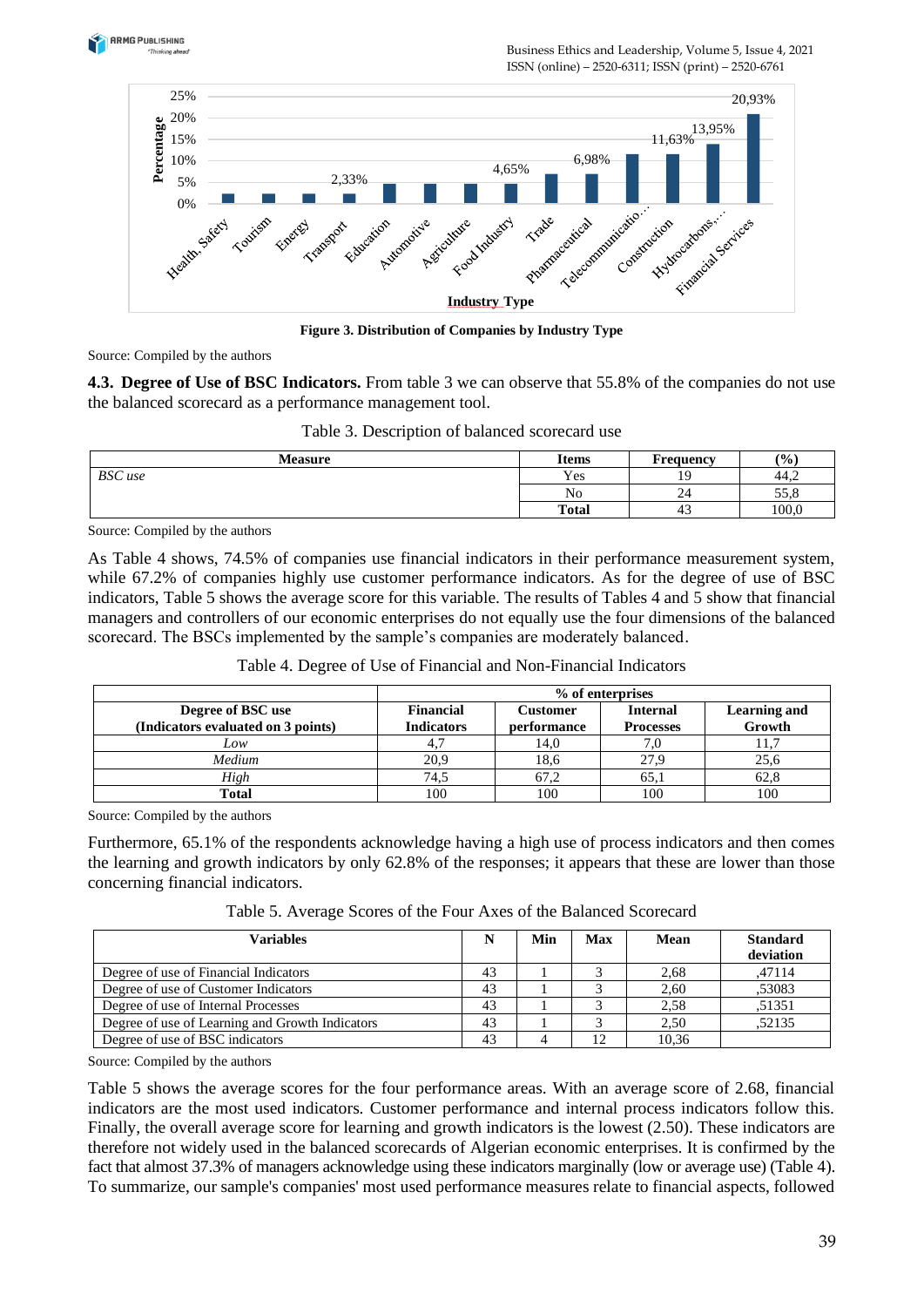Figure 3. Distribution of Companies by Industry Type

Source: Compiled by the authors

**4.3. Degree of Use of BSC Indicators.** From table 3 we can observe that 55.8% of the companies do not use the balanced scorecard as a performance management tool.

Table 3. Description of balanced scorecard use

| Measure | Items | Frequency | (%) |
|---|---|---|---|
| *BSC use* | Yes | 19 | 44,2 |
| | No | 24 | 55,8 |
| | **Total** | 43 | 100,0 |

Source: Compiled by the authors

As Table 4 shows, 74.5% of companies use financial indicators in their performance measurement system, while 67.2% of companies highly use customer performance indicators. As for the degree of use of BSC indicators, Table 5 shows the average score for this variable. The results of Tables 4 and 5 show that financial managers and controllers of our economic enterprises do not equally use the four dimensions of the balanced scorecard. The BSCs implemented by the sample's companies are moderately balanced.

Table 4. Degree of Use of Financial and Non-Financial Indicators

| | % of enterprises | | | |
|---|---|---|---|---|
| **Degree of BSC use (Indicators evaluated on 3 points)** | **Financial Indicators** | **Customer performance** | **Internal Processes** | **Learning and Growth** |
| *Low* | 4,7 | 14,0 | 7,0 | 11,7 |
| *Medium* | 20,9 | 18,6 | 27,9 | 25,6 |
| *High* | 74,5 | 67,2 | 65,1 | 62,8 |
| **Total** | 100 | 100 | 100 | 100 |

Source: Compiled by the authors

Furthermore, 65.1% of the respondents acknowledge having a high use of process indicators and then comes the learning and growth indicators by only 62.8% of the responses; it appears that these are lower than those concerning financial indicators.

Table 5. Average Scores of the Four Axes of the Balanced Scorecard

| Variables | N | Min | Max | Mean | Standard deviation |
|---|---|---|---|---|---|
| Degree of use of Financial Indicators | 43 | 1 | 3 | 2,68 | ,47114 |
| Degree of use of Customer Indicators | 43 | 1 | 3 | 2,60 | ,53083 |
| Degree of use of Internal Processes | 43 | 1 | 3 | 2,58 | ,51351 |
| Degree of use of Learning and Growth Indicators | 43 | 1 | 3 | 2,50 | ,52135 |
| Degree of use of BSC indicators | 43 | 4 | 12 | 10,36 | |

Source: Compiled by the authors

Table 5 shows the average scores for the four performance areas. With an average score of 2.68, financial indicators are the most used indicators. Customer performance and internal process indicators follow this. Finally, the overall average score for learning and growth indicators is the lowest (2.50). These indicators are therefore not widely used in the balanced scorecards of Algerian economic enterprises. It is confirmed by the fact that almost 37.3% of managers acknowledge using these indicators marginally (low or average use) (Table 4). To summarize, our sample's companies' most used performance measures relate to financial aspects, followed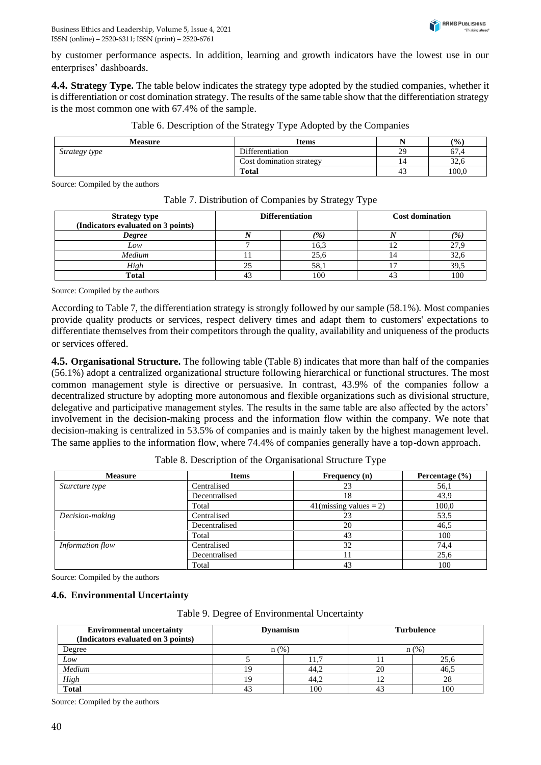by customer performance aspects. In addition, learning and growth indicators have the lowest use in our enterprises' dashboards.

**4.4. Strategy Type.** The table below indicates the strategy type adopted by the studied companies, whether it is differentiation or cost domination strategy. The results of the same table show that the differentiation strategy is the most common one with 67.4% of the sample.

Table 6. Description of the Strategy Type Adopted by the Companies

| Measure | Items | N | (%) |
|---|---|---|---|
| *Strategy type* | Differentiation | 29 | 67,4 |
| | Cost domination strategy | 14 | 32,6 |
| | **Total** | 43 | 100,0 |

Source: Compiled by the authors

Table 7. Distribution of Companies by Strategy Type

| Strategy type (Indicators evaluated on 3 points) | Differentiation | | Cost domination | |
|---|---|---|---|---|
| ***Degree*** | ***N*** | ***(%)*** | ***N*** | ***(%)*** |
| *Low* | 7 | 16,3 | 12 | 27,9 |
| *Medium* | 11 | 25,6 | 14 | 32,6 |
| *High* | 25 | 58,1 | 17 | 39,5 |
| **Total** | 43 | 100 | 43 | 100 |

Source: Compiled by the authors

According to Table 7, the differentiation strategy is strongly followed by our sample (58.1%). Most companies provide quality products or services, respect delivery times and adapt them to customers' expectations to differentiate themselves from their competitors through the quality, availability and uniqueness of the products or services offered.

**4.5. Organisational Structure.** The following table (Table 8) indicates that more than half of the companies (56.1%) adopt a centralized organizational structure following hierarchical or functional structures. The most common management style is directive or persuasive. In contrast, 43.9% of the companies follow a decentralized structure by adopting more autonomous and flexible organizations such as divisional structure, delegative and participative management styles. The results in the same table are also affected by the actors' involvement in the decision-making process and the information flow within the company. We note that decision-making is centralized in 53.5% of companies and is mainly taken by the highest management level. The same applies to the information flow, where 74.4% of companies generally have a top-down approach.

Table 8. Description of the Organisational Structure Type

| Measure | Items | Frequency (n) | Percentage (%) |
|---|---|---|---|
| *Sturcture type* | Centralised | 23 | 56,1 |
| | Decentralised | 18 | 43,9 |
| | Total | 41(missing values = 2) | 100,0 |
| *Decision-making* | Centralised | 23 | 53,5 |
| | Decentralised | 20 | 46,5 |
| | Total | 43 | 100 |
| *Information flow* | Centralised | 32 | 74,4 |
| | Decentralised | 11 | 25,6 |
| | Total | 43 | 100 |

Source: Compiled by the authors

### 4.6. Environmental Uncertainty

Table 9. Degree of Environmental Uncertainty

| Environmental uncertainty (Indicators evaluated on 3 points) | Dynamism | | Turbulence | |
|---|---|---|---|---|
| Degree | n (%) | | n (%) | |
| *Low* | 5 | 11,7 | 11 | 25,6 |
| *Medium* | 19 | 44,2 | 20 | 46,5 |
| *High* | 19 | 44,2 | 12 | 28 |
| **Total** | 43 | 100 | 43 | 100 |

Source: Compiled by the authors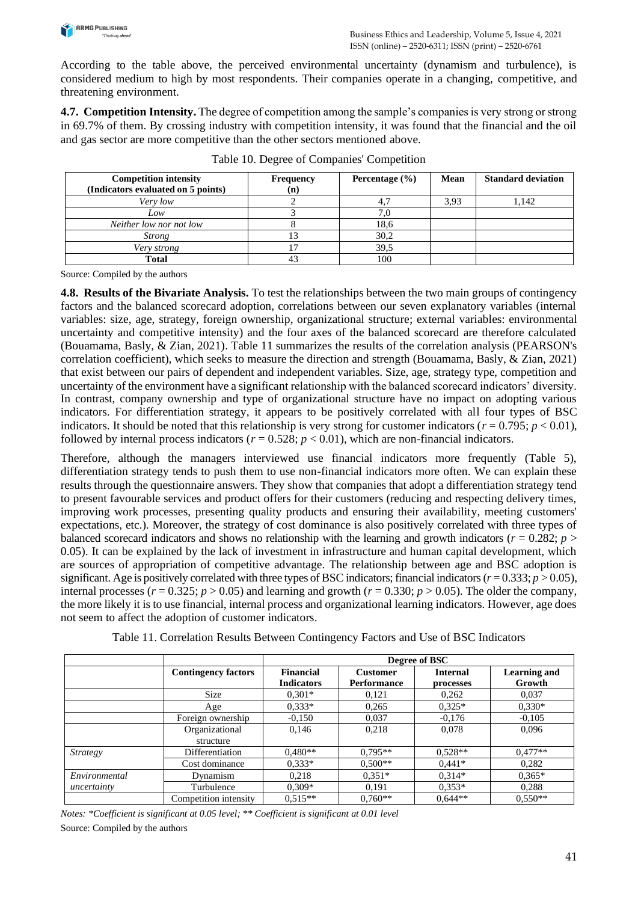According to the table above, the perceived environmental uncertainty (dynamism and turbulence), is considered medium to high by most respondents. Their companies operate in a changing, competitive, and threatening environment.

**4.7. Competition Intensity.** The degree of competition among the sample's companies is very strong or strong in 69.7% of them. By crossing industry with competition intensity, it was found that the financial and the oil and gas sector are more competitive than the other sectors mentioned above.

Table 10. Degree of Companies' Competition

| Competition intensity (Indicators evaluated on 5 points) | Frequency (n) | Percentage (%) | Mean | Standard deviation |
|---|---|---|---|---|
| *Very low* | 2 | 4,7 | 3,93 | 1,142 |
| *Low* | 3 | 7,0 | | |
| *Neither low nor not low* | 8 | 18,6 | | |
| *Strong* | 13 | 30,2 | | |
| *Very strong* | 17 | 39,5 | | |
| **Total** | 43 | 100 | | |

Source: Compiled by the authors

**4.8. Results of the Bivariate Analysis.** To test the relationships between the two main groups of contingency factors and the balanced scorecard adoption, correlations between our seven explanatory variables (internal variables: size, age, strategy, foreign ownership, organizational structure; external variables: environmental uncertainty and competitive intensity) and the four axes of the balanced scorecard are therefore calculated (Bouamama, Basly, & Zian, 2021). Table 11 summarizes the results of the correlation analysis (PEARSON's correlation coefficient), which seeks to measure the direction and strength (Bouamama, Basly, & Zian, 2021) that exist between our pairs of dependent and independent variables. Size, age, strategy type, competition and uncertainty of the environment have a significant relationship with the balanced scorecard indicators' diversity. In contrast, company ownership and type of organizational structure have no impact on adopting various indicators. For differentiation strategy, it appears to be positively correlated with all four types of BSC indicators. It should be noted that this relationship is very strong for customer indicators ($r = 0.795$; $p < 0.01$), followed by internal process indicators ($r = 0.528$; $p < 0.01$), which are non-financial indicators.

Therefore, although the managers interviewed use financial indicators more frequently (Table 5), differentiation strategy tends to push them to use non-financial indicators more often. We can explain these results through the questionnaire answers. They show that companies that adopt a differentiation strategy tend to present favourable services and product offers for their customers (reducing and respecting delivery times, improving work processes, presenting quality products and ensuring their availability, meeting customers' expectations, etc.). Moreover, the strategy of cost dominance is also positively correlated with three types of balanced scorecard indicators and shows no relationship with the learning and growth indicators ($r = 0.282$; $p > 0.05$). It can be explained by the lack of investment in infrastructure and human capital development, which are sources of appropriation of competitive advantage. The relationship between age and BSC adoption is significant. Age is positively correlated with three types of BSC indicators; financial indicators ($r = 0.333$; $p > 0.05$), internal processes ($r = 0.325$; $p > 0.05$) and learning and growth ($r = 0.330$; $p > 0.05$). The older the company, the more likely it is to use financial, internal process and organizational learning indicators. However, age does not seem to affect the adoption of customer indicators.

Table 11. Correlation Results Between Contingency Factors and Use of BSC Indicators

| | | Degree of BSC | | | |
|---|---|---|---|---|---|
| | **Contingency factors** | **Financial Indicators** | **Customer Performance** | **Internal processes** | **Learning and Growth** |
| | Size | 0,301* | 0,121 | 0,262 | 0,037 |
| | Age | 0,333* | 0,265 | 0,325* | 0,330* |
| | Foreign ownership | -0,150 | 0,037 | -0,176 | -0,105 |
| | Organizational structure | 0,146 | 0,218 | 0,078 | 0,096 |
| *Strategy* | Differentiation | 0,480** | 0,795** | 0,528** | 0,477** |
| | Cost dominance | 0,333* | 0,500** | 0,441* | 0,282 |
| *Environmental uncertainty* | Dynamism | 0,218 | 0,351* | 0,314* | 0,365* |
| | Turbulence | 0,309* | 0,191 | 0,353* | 0,288 |
| | Competition intensity | 0,515** | 0,760** | 0,644** | 0,550** |

*Notes: *Coefficient is significant at 0.05 level; ** Coefficient is significant at 0.01 level*

Source: Compiled by the authors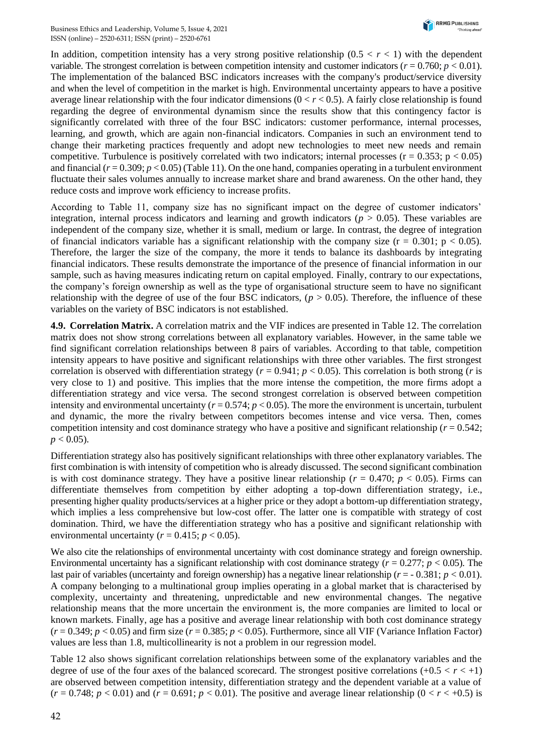In addition, competition intensity has a very strong positive relationship ($0.5 < r < 1$) with the dependent variable. The strongest correlation is between competition intensity and customer indicators ($r = 0.760$; $p < 0.01$). The implementation of the balanced BSC indicators increases with the company's product/service diversity and when the level of competition in the market is high. Environmental uncertainty appears to have a positive average linear relationship with the four indicator dimensions ($0 < r < 0.5$). A fairly close relationship is found regarding the degree of environmental dynamism since the results show that this contingency factor is significantly correlated with three of the four BSC indicators: customer performance, internal processes, learning, and growth, which are again non-financial indicators. Companies in such an environment tend to change their marketing practices frequently and adopt new technologies to meet new needs and remain competitive. Turbulence is positively correlated with two indicators; internal processes ($r = 0.353$; $p < 0.05$) and financial ($r = 0.309$; $p < 0.05$) (Table 11). On the one hand, companies operating in a turbulent environment fluctuate their sales volumes annually to increase market share and brand awareness. On the other hand, they reduce costs and improve work efficiency to increase profits.

According to Table 11, company size has no significant impact on the degree of customer indicators' integration, internal process indicators and learning and growth indicators ($p > 0.05$). These variables are independent of the company size, whether it is small, medium or large. In contrast, the degree of integration of financial indicators variable has a significant relationship with the company size ($r = 0.301$; $p < 0.05$). Therefore, the larger the size of the company, the more it tends to balance its dashboards by integrating financial indicators. These results demonstrate the importance of the presence of financial information in our sample, such as having measures indicating return on capital employed. Finally, contrary to our expectations, the company's foreign ownership as well as the type of organisational structure seem to have no significant relationship with the degree of use of the four BSC indicators, ($p > 0.05$). Therefore, the influence of these variables on the variety of BSC indicators is not established.

**4.9. Correlation Matrix.** A correlation matrix and the VIF indices are presented in Table 12. The correlation matrix does not show strong correlations between all explanatory variables. However, in the same table we find significant correlation relationships between 8 pairs of variables. According to that table, competition intensity appears to have positive and significant relationships with three other variables. The first strongest correlation is observed with differentiation strategy ($r = 0.941$; $p < 0.05$). This correlation is both strong ($r$ is very close to 1) and positive. This implies that the more intense the competition, the more firms adopt a differentiation strategy and vice versa. The second strongest correlation is observed between competition intensity and environmental uncertainty ($r = 0.574$; $p < 0.05$). The more the environment is uncertain, turbulent and dynamic, the more the rivalry between competitors becomes intense and vice versa. Then, comes competition intensity and cost dominance strategy who have a positive and significant relationship ($r = 0.542$; $p < 0.05$).

Differentiation strategy also has positively significant relationships with three other explanatory variables. The first combination is with intensity of competition who is already discussed. The second significant combination is with cost dominance strategy. They have a positive linear relationship ($r = 0.470$; $p < 0.05$). Firms can differentiate themselves from competition by either adopting a top-down differentiation strategy, i.e., presenting higher quality products/services at a higher price or they adopt a bottom-up differentiation strategy, which implies a less comprehensive but low-cost offer. The latter one is compatible with strategy of cost domination. Third, we have the differentiation strategy who has a positive and significant relationship with environmental uncertainty ($r = 0.415$; $p < 0.05$).

We also cite the relationships of environmental uncertainty with cost dominance strategy and foreign ownership. Environmental uncertainty has a significant relationship with cost dominance strategy ($r = 0.277$; $p < 0.05$). The last pair of variables (uncertainty and foreign ownership) has a negative linear relationship ($r = -0.381$; $p < 0.01$). A company belonging to a multinational group implies operating in a global market that is characterised by complexity, uncertainty and threatening, unpredictable and new environmental changes. The negative relationship means that the more uncertain the environment is, the more companies are limited to local or known markets. Finally, age has a positive and average linear relationship with both cost dominance strategy ($r = 0.349$; $p < 0.05$) and firm size ($r = 0.385$; $p < 0.05$). Furthermore, since all VIF (Variance Inflation Factor) values are less than 1.8, multicollinearity is not a problem in our regression model.

Table 12 also shows significant correlation relationships between some of the explanatory variables and the degree of use of the four axes of the balanced scorecard. The strongest positive correlations ($+0.5 < r < +1$) are observed between competition intensity, differentiation strategy and the dependent variable at a value of ($r = 0.748$; $p < 0.01$) and ($r = 0.691$; $p < 0.01$). The positive and average linear relationship ($0 < r < +0.5$) is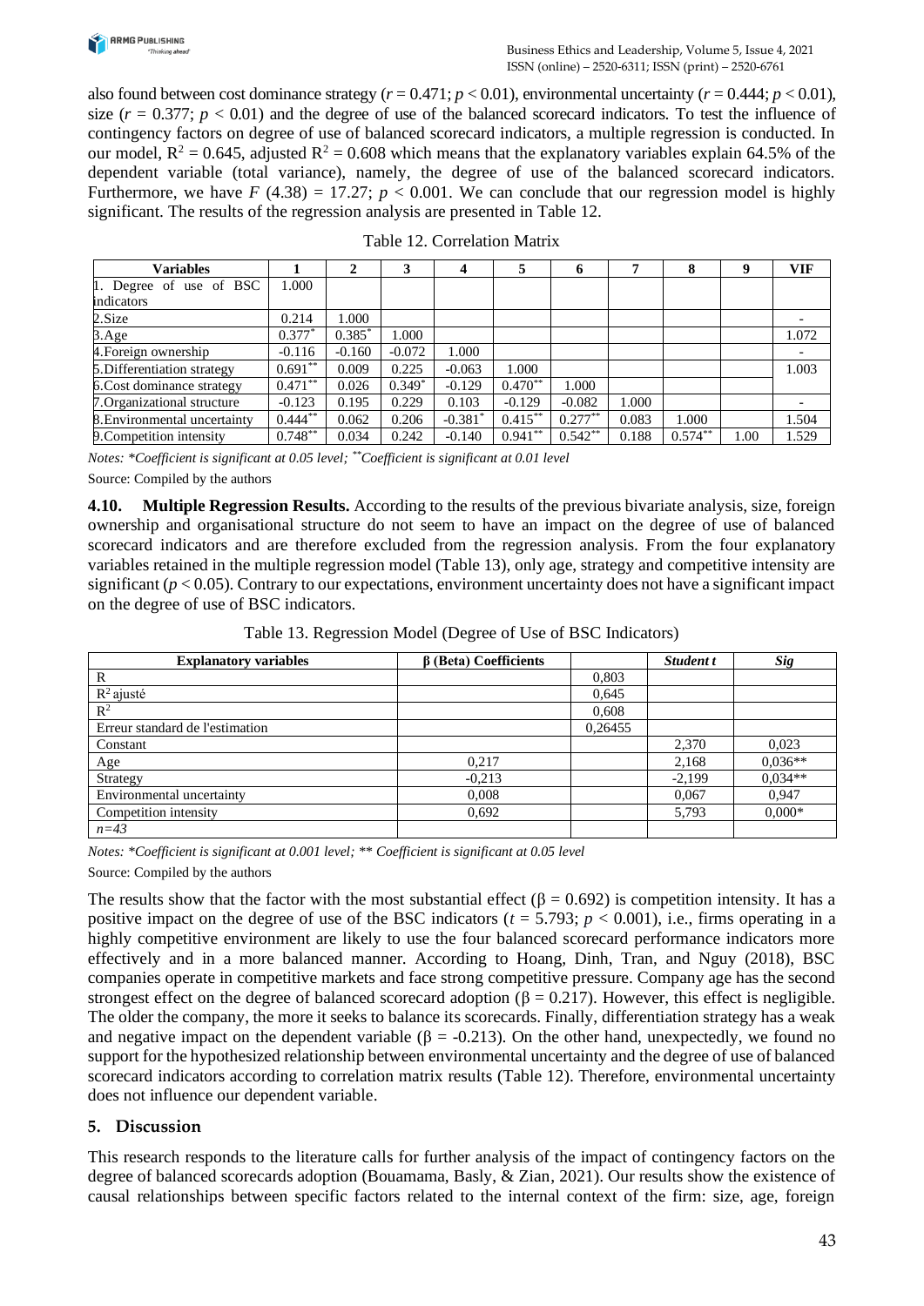also found between cost dominance strategy ($r = 0.471$; $p < 0.01$), environmental uncertainty ($r = 0.444$; $p < 0.01$), size ($r = 0.377$; $p < 0.01$) and the degree of use of the balanced scorecard indicators. To test the influence of contingency factors on degree of use of balanced scorecard indicators, a multiple regression is conducted. In our model, $R^2 = 0.645$, adjusted $R^2 = 0.608$ which means that the explanatory variables explain 64.5% of the dependent variable (total variance), namely, the degree of use of the balanced scorecard indicators. Furthermore, we have $F(4.38) = 17.27$; $p < 0.001$. We can conclude that our regression model is highly significant. The results of the regression analysis are presented in Table 12.

Table 12. Correlation Matrix

| Variables | 1 | 2 | 3 | 4 | 5 | 6 | 7 | 8 | 9 | VIF |
|---|---|---|---|---|---|---|---|---|---|---|
| 1. Degree of use of BSC indicators | 1.000 | | | | | | | | | |
| 2.Size | 0.214 | 1.000 | | | | | | | | - |
| 3.Age | 0.377* | 0.385* | 1.000 | | | | | | | 1.072 |
| 4.Foreign ownership | -0.116 | -0.160 | -0.072 | 1.000 | | | | | | - |
| 5.Differentiation strategy | 0.691** | 0.009 | 0.225 | -0.063 | 1.000 | | | | | 1.003 |
| 6.Cost dominance strategy | 0.471** | 0.026 | 0.349* | -0.129 | 0.470** | 1.000 | | | | |
| 7.Organizational structure | -0.123 | 0.195 | 0.229 | 0.103 | -0.129 | -0.082 | 1.000 | | | - |
| 8.Environmental uncertainty | 0.444** | 0.062 | 0.206 | -0.381* | 0.415** | 0.277** | 0.083 | 1.000 | | 1.504 |
| 9.Competition intensity | 0.748** | 0.034 | 0.242 | -0.140 | 0.941** | 0.542** | 0.188 | 0.574** | 1.00 | 1.529 |

*Notes: *Coefficient is significant at 0.05 level; **Coefficient is significant at 0.01 level*

Source: Compiled by the authors

**4.10. Multiple Regression Results.** According to the results of the previous bivariate analysis, size, foreign ownership and organisational structure do not seem to have an impact on the degree of use of balanced scorecard indicators and are therefore excluded from the regression analysis. From the four explanatory variables retained in the multiple regression model (Table 13), only age, strategy and competitive intensity are significant ($p < 0.05$). Contrary to our expectations, environment uncertainty does not have a significant impact on the degree of use of BSC indicators.

Table 13. Regression Model (Degree of Use of BSC Indicators)

| Explanatory variables | β (Beta) Coefficients | | *Student t* | *Sig* |
|---|---|---|---|---|
| R | | 0,803 | | |
| $R^2$ ajusté | | 0,645 | | |
| $R^2$ | | 0,608 | | |
| Erreur standard de l'estimation | | 0,26455 | | |
| Constant | | | 2,370 | 0,023 |
| Age | 0,217 | | 2,168 | 0,036** |
| Strategy | -0,213 | | -2,199 | 0,034** |
| Environmental uncertainty | 0,008 | | 0,067 | 0,947 |
| Competition intensity | 0,692 | | 5,793 | 0,000* |
| *n=43* | | | | |

*Notes: *Coefficient is significant at 0.001 level; ** Coefficient is significant at 0.05 level*

Source: Compiled by the authors

The results show that the factor with the most substantial effect ($\beta = 0.692$) is competition intensity. It has a positive impact on the degree of use of the BSC indicators ($t = 5.793$; $p < 0.001$), i.e., firms operating in a highly competitive environment are likely to use the four balanced scorecard performance indicators more effectively and in a more balanced manner. According to Hoang, Dinh, Tran, and Nguy (2018), BSC companies operate in competitive markets and face strong competitive pressure. Company age has the second strongest effect on the degree of balanced scorecard adoption ($\beta = 0.217$). However, this effect is negligible. The older the company, the more it seeks to balance its scorecards. Finally, differentiation strategy has a weak and negative impact on the dependent variable ($\beta = -0.213$). On the other hand, unexpectedly, we found no support for the hypothesized relationship between environmental uncertainty and the degree of use of balanced scorecard indicators according to correlation matrix results (Table 12). Therefore, environmental uncertainty does not influence our dependent variable.

## 5. Discussion

This research responds to the literature calls for further analysis of the impact of contingency factors on the degree of balanced scorecards adoption (Bouamama, Basly, & Zian, 2021). Our results show the existence of causal relationships between specific factors related to the internal context of the firm: size, age, foreign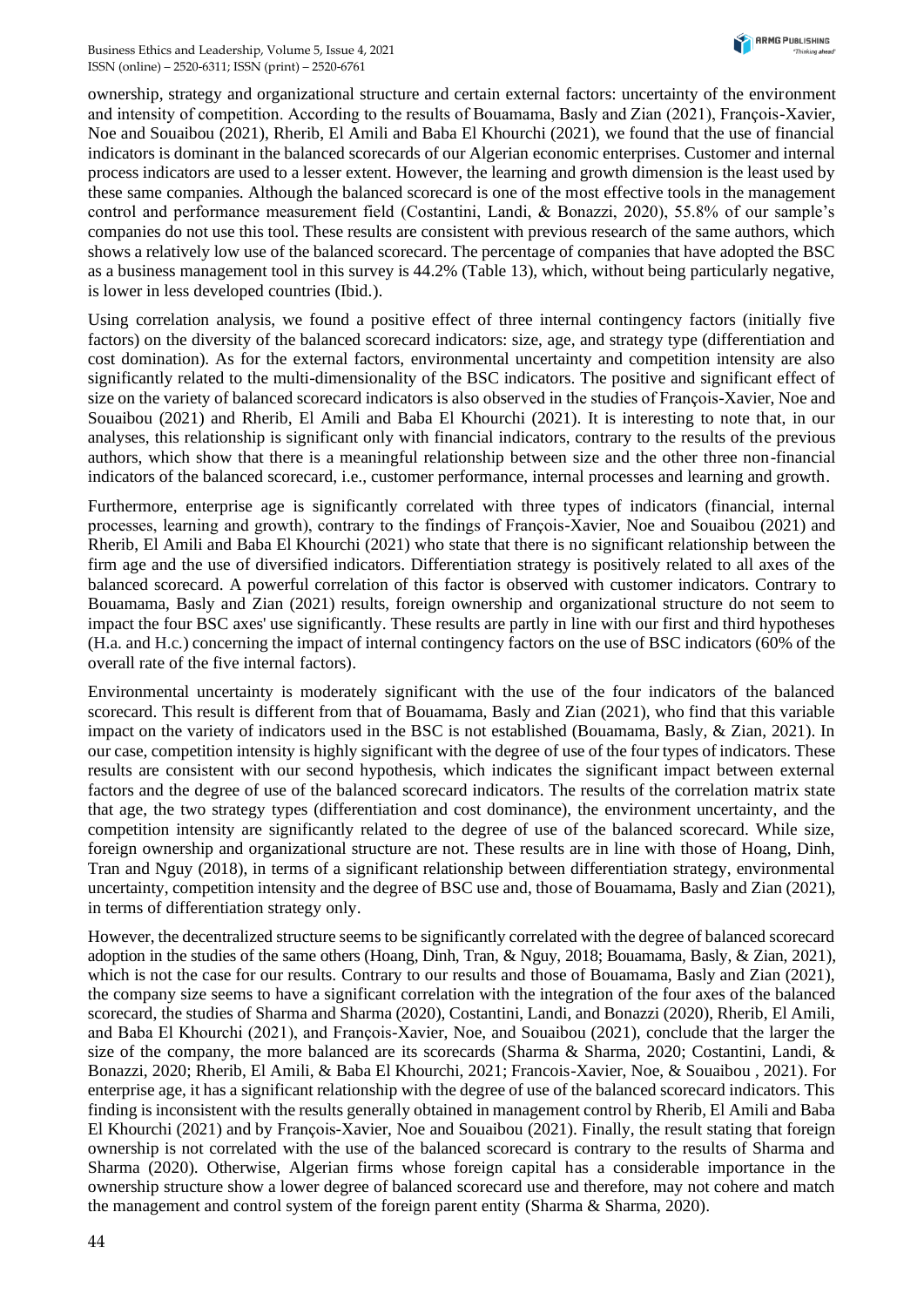ownership, strategy and organizational structure and certain external factors: uncertainty of the environment and intensity of competition. According to the results of Bouamama, Basly and Zian (2021), François-Xavier, Noe and Souaibou (2021), Rherib, El Amili and Baba El Khourchi (2021), we found that the use of financial indicators is dominant in the balanced scorecards of our Algerian economic enterprises. Customer and internal process indicators are used to a lesser extent. However, the learning and growth dimension is the least used by these same companies. Although the balanced scorecard is one of the most effective tools in the management control and performance measurement field (Costantini, Landi, & Bonazzi, 2020), 55.8% of our sample's companies do not use this tool. These results are consistent with previous research of the same authors, which shows a relatively low use of the balanced scorecard. The percentage of companies that have adopted the BSC as a business management tool in this survey is 44.2% (Table 13), which, without being particularly negative, is lower in less developed countries (Ibid.).

Using correlation analysis, we found a positive effect of three internal contingency factors (initially five factors) on the diversity of the balanced scorecard indicators: size, age, and strategy type (differentiation and cost domination). As for the external factors, environmental uncertainty and competition intensity are also significantly related to the multi-dimensionality of the BSC indicators. The positive and significant effect of size on the variety of balanced scorecard indicators is also observed in the studies of François-Xavier, Noe and Souaibou (2021) and Rherib, El Amili and Baba El Khourchi (2021). It is interesting to note that, in our analyses, this relationship is significant only with financial indicators, contrary to the results of the previous authors, which show that there is a meaningful relationship between size and the other three non-financial indicators of the balanced scorecard, i.e., customer performance, internal processes and learning and growth.

Furthermore, enterprise age is significantly correlated with three types of indicators (financial, internal processes, learning and growth), contrary to the findings of François-Xavier, Noe and Souaibou (2021) and Rherib, El Amili and Baba El Khourchi (2021) who state that there is no significant relationship between the firm age and the use of diversified indicators. Differentiation strategy is positively related to all axes of the balanced scorecard. A powerful correlation of this factor is observed with customer indicators. Contrary to Bouamama, Basly and Zian (2021) results, foreign ownership and organizational structure do not seem to impact the four BSC axes' use significantly. These results are partly in line with our first and third hypotheses (H.a. and H.c.) concerning the impact of internal contingency factors on the use of BSC indicators (60% of the overall rate of the five internal factors).

Environmental uncertainty is moderately significant with the use of the four indicators of the balanced scorecard. This result is different from that of Bouamama, Basly and Zian (2021), who find that this variable impact on the variety of indicators used in the BSC is not established (Bouamama, Basly, & Zian, 2021). In our case, competition intensity is highly significant with the degree of use of the four types of indicators. These results are consistent with our second hypothesis, which indicates the significant impact between external factors and the degree of use of the balanced scorecard indicators. The results of the correlation matrix state that age, the two strategy types (differentiation and cost dominance), the environment uncertainty, and the competition intensity are significantly related to the degree of use of the balanced scorecard. While size, foreign ownership and organizational structure are not. These results are in line with those of Hoang, Dinh, Tran and Nguy (2018), in terms of a significant relationship between differentiation strategy, environmental uncertainty, competition intensity and the degree of BSC use and, those of Bouamama, Basly and Zian (2021), in terms of differentiation strategy only.

However, the decentralized structure seems to be significantly correlated with the degree of balanced scorecard adoption in the studies of the same others (Hoang, Dinh, Tran, & Nguy, 2018; Bouamama, Basly, & Zian, 2021), which is not the case for our results. Contrary to our results and those of Bouamama, Basly and Zian (2021), the company size seems to have a significant correlation with the integration of the four axes of the balanced scorecard, the studies of Sharma and Sharma (2020), Costantini, Landi, and Bonazzi (2020), Rherib, El Amili, and Baba El Khourchi (2021), and François-Xavier, Noe, and Souaibou (2021), conclude that the larger the size of the company, the more balanced are its scorecards (Sharma & Sharma, 2020; Costantini, Landi, & Bonazzi, 2020; Rherib, El Amili, & Baba El Khourchi, 2021; Francois-Xavier, Noe, & Souaibou , 2021). For enterprise age, it has a significant relationship with the degree of use of the balanced scorecard indicators. This finding is inconsistent with the results generally obtained in management control by Rherib, El Amili and Baba El Khourchi (2021) and by François-Xavier, Noe and Souaibou (2021). Finally, the result stating that foreign ownership is not correlated with the use of the balanced scorecard is contrary to the results of Sharma and Sharma (2020). Otherwise, Algerian firms whose foreign capital has a considerable importance in the ownership structure show a lower degree of balanced scorecard use and therefore, may not cohere and match the management and control system of the foreign parent entity (Sharma & Sharma, 2020).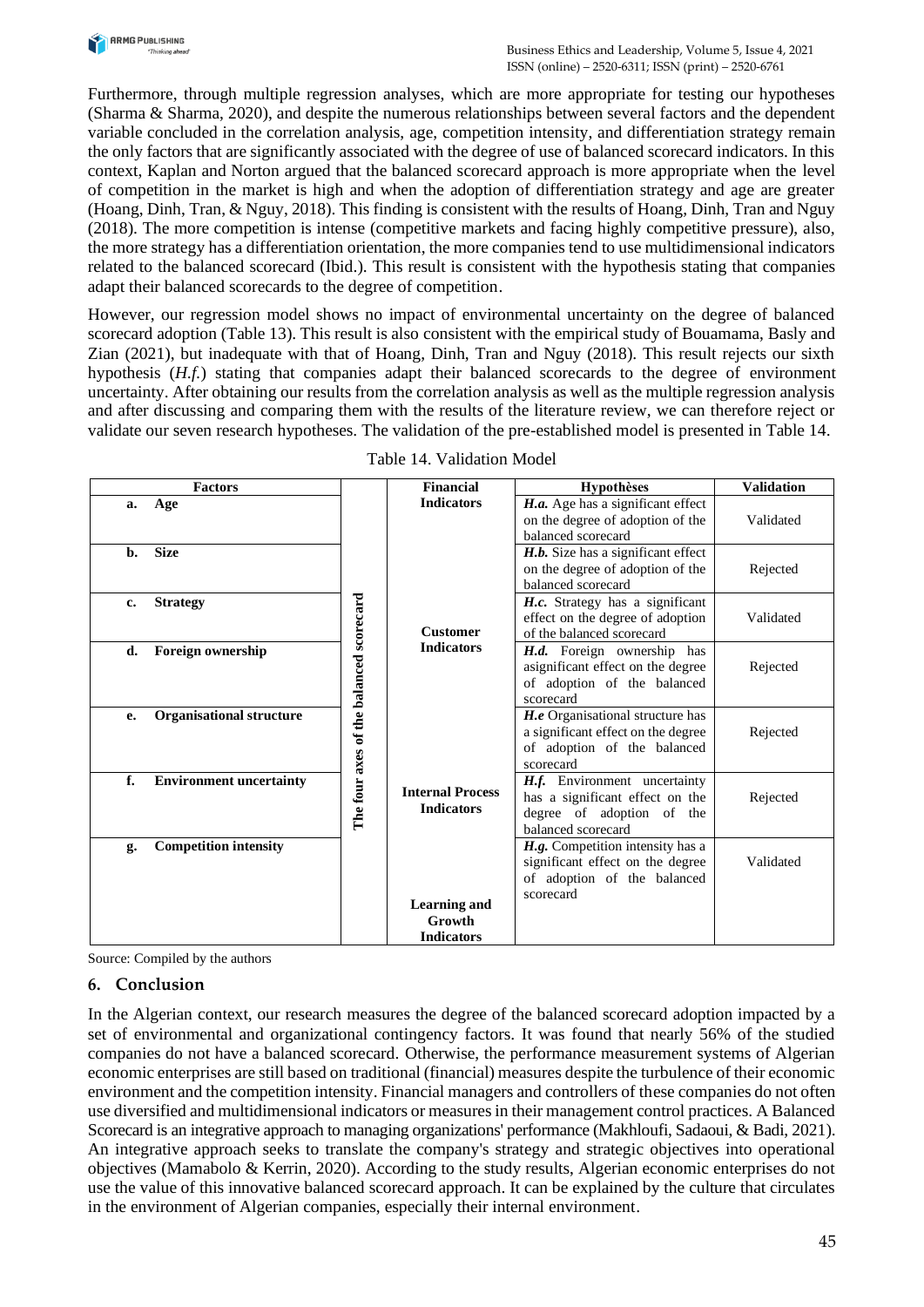Furthermore, through multiple regression analyses, which are more appropriate for testing our hypotheses (Sharma & Sharma, 2020), and despite the numerous relationships between several factors and the dependent variable concluded in the correlation analysis, age, competition intensity, and differentiation strategy remain the only factors that are significantly associated with the degree of use of balanced scorecard indicators. In this context, Kaplan and Norton argued that the balanced scorecard approach is more appropriate when the level of competition in the market is high and when the adoption of differentiation strategy and age are greater (Hoang, Dinh, Tran, & Nguy, 2018). This finding is consistent with the results of Hoang, Dinh, Tran and Nguy (2018). The more competition is intense (competitive markets and facing highly competitive pressure), also, the more strategy has a differentiation orientation, the more companies tend to use multidimensional indicators related to the balanced scorecard (Ibid.). This result is consistent with the hypothesis stating that companies adapt their balanced scorecards to the degree of competition.

However, our regression model shows no impact of environmental uncertainty on the degree of balanced scorecard adoption (Table 13). This result is also consistent with the empirical study of Bouamama, Basly and Zian (2021), but inadequate with that of Hoang, Dinh, Tran and Nguy (2018). This result rejects our sixth hypothesis (*H.f.*) stating that companies adapt their balanced scorecards to the degree of environment uncertainty. After obtaining our results from the correlation analysis as well as the multiple regression analysis and after discussing and comparing them with the results of the literature review, we can therefore reject or validate our seven research hypotheses. The validation of the pre-established model is presented in Table 14.

Table 14. Validation Model

| Factors | | The four axes of the balanced scorecard | Hypothèses | Validation |
|---|---|---|---|---|
| a. | **Age** | **Financial Indicators** | ***H.a.*** Age has a significant effect on the degree of adoption of the balanced scorecard | Validated |
| b. | **Size** | | ***H.b.*** Size has a significant effect on the degree of adoption of the balanced scorecard | Rejected |
| c. | **Strategy** | **Customer Indicators** | ***H.c.*** Strategy has a significant effect on the degree of adoption of the balanced scorecard | Validated |
| d. | **Foreign ownership** | | ***H.d.*** Foreign ownership has asignificant effect on the degree of adoption of the balanced scorecard | Rejected |
| e. | **Organisational structure** | | ***H.e*** Organisational structure has a significant effect on the degree of adoption of the balanced scorecard | Rejected |
| f. | **Environment uncertainty** | **Internal Process Indicators** | ***H.f.*** Environment uncertainty has a significant effect on the degree of adoption of the balanced scorecard | Rejected |
| g. | **Competition intensity** | **Learning and Growth Indicators** | ***H.g.*** Competition intensity has a significant effect on the degree of adoption of the balanced scorecard | Validated |

Source: Compiled by the authors

## 6. Conclusion

In the Algerian context, our research measures the degree of the balanced scorecard adoption impacted by a set of environmental and organizational contingency factors. It was found that nearly 56% of the studied companies do not have a balanced scorecard. Otherwise, the performance measurement systems of Algerian economic enterprises are still based on traditional (financial) measures despite the turbulence of their economic environment and the competition intensity. Financial managers and controllers of these companies do not often use diversified and multidimensional indicators or measures in their management control practices. A Balanced Scorecard is an integrative approach to managing organizations' performance (Makhloufi, Sadaoui, & Badi, 2021). An integrative approach seeks to translate the company's strategy and strategic objectives into operational objectives (Mamabolo & Kerrin, 2020). According to the study results, Algerian economic enterprises do not use the value of this innovative balanced scorecard approach. It can be explained by the culture that circulates in the environment of Algerian companies, especially their internal environment.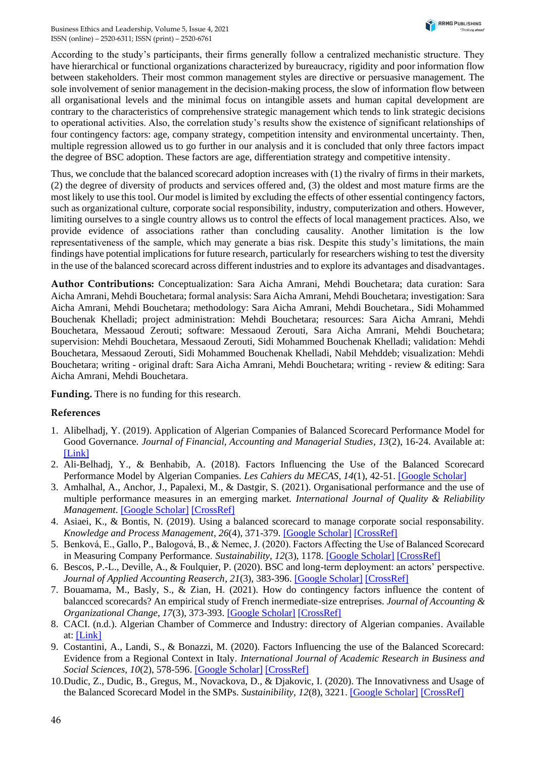According to the study's participants, their firms generally follow a centralized mechanistic structure. They have hierarchical or functional organizations characterized by bureaucracy, rigidity and poor information flow between stakeholders. Their most common management styles are directive or persuasive management. The sole involvement of senior management in the decision-making process, the slow of information flow between all organisational levels and the minimal focus on intangible assets and human capital development are contrary to the characteristics of comprehensive strategic management which tends to link strategic decisions to operational activities. Also, the correlation study's results show the existence of significant relationships of four contingency factors: age, company strategy, competition intensity and environmental uncertainty. Then, multiple regression allowed us to go further in our analysis and it is concluded that only three factors impact the degree of BSC adoption. These factors are age, differentiation strategy and competitive intensity.

Thus, we conclude that the balanced scorecard adoption increases with (1) the rivalry of firms in their markets, (2) the degree of diversity of products and services offered and, (3) the oldest and most mature firms are the most likely to use this tool. Our model is limited by excluding the effects of other essential contingency factors, such as organizational culture, corporate social responsibility, industry, computerization and others. However, limiting ourselves to a single country allows us to control the effects of local management practices. Also, we provide evidence of associations rather than concluding causality. Another limitation is the low representativeness of the sample, which may generate a bias risk. Despite this study's limitations, the main findings have potential implications for future research, particularly for researchers wishing to test the diversity in the use of the balanced scorecard across different industries and to explore its advantages and disadvantages.

**Author Contributions:** Conceptualization: Sara Aicha Amrani, Mehdi Bouchetara; data curation: Sara Aicha Amrani, Mehdi Bouchetara; formal analysis: Sara Aicha Amrani, Mehdi Bouchetara; investigation: Sara Aicha Amrani, Mehdi Bouchetara; methodology: Sara Aicha Amrani, Mehdi Bouchetara., Sidi Mohammed Bouchenak Khelladi; project administration: Mehdi Bouchetara; resources: Sara Aicha Amrani, Mehdi Bouchetara, Messaoud Zerouti; software: Messaoud Zerouti, Sara Aicha Amrani, Mehdi Bouchetara; supervision: Mehdi Bouchetara, Messaoud Zerouti, Sidi Mohammed Bouchenak Khelladi; validation: Mehdi Bouchetara, Messaoud Zerouti, Sidi Mohammed Bouchenak Khelladi, Nabil Mehddeb; visualization: Mehdi Bouchetara; writing - original draft: Sara Aicha Amrani, Mehdi Bouchetara; writing - review & editing: Sara Aicha Amrani, Mehdi Bouchetara.

**Funding.** There is no funding for this research.

## References

1. Alibelhadj, Y. (2019). Application of Algerian Companies of Balanced Scorecard Performance Model for Good Governance. *Journal of Financial, Accounting and Managerial Studies*, *13*(2), 16-24. Available at: [Link]
2. Ali-Belhadj, Y., & Benhabib, A. (2018). Factors Influencing the Use of the Balanced Scorecard Performance Model by Algerian Companies. *Les Cahiers du MECAS*, *14*(1), 42-51. [Google Scholar]
3. Amhalhal, A., Anchor, J., Papalexi, M., & Dastgir, S. (2021). Organisational performance and the use of multiple performance measures in an emerging market. *International Journal of Quality & Reliability Management*. [Google Scholar] [CrossRef]
4. Asiaei, K., & Bontis, N. (2019). Using a balanced scorecard to manage corporate social responsability. *Knowledge and Process Management*, *26*(4), 371-379. [Google Scholar] [CrossRef]
5. Benková, E., Gallo, P., Balogová, B., & Nemec, J. (2020). Factors Affecting the Use of Balanced Scorecard in Measuring Company Performance. *Sustainability*, *12*(3), 1178. [Google Scholar] [CrossRef]
6. Bescos, P.-L., Deville, A., & Foulquier, P. (2020). BSC and long-term deployment: an actors' perspective. *Journal of Applied Accounting Reaserch*, *21*(3), 383-396. [Google Scholar] [CrossRef]
7. Bouamama, M., Basly, S., & Zian, H. (2021). How do contingency factors influence the content of balancced scorecards? An empirical study of French inermediate-size entreprises. *Journal of Accounting & Organizational Change*, *17*(3), 373-393. [Google Scholar] [CrossRef]
8. CACI. (n.d.). Algerian Chamber of Commerce and Industry: directory of Algerian companies. Available at: [Link]
9. Costantini, A., Landi, S., & Bonazzi, M. (2020). Factors Influencing the use of the Balanced Scorecard: Evidence from a Regional Context in Italy. *International Journal of Academic Research in Business and Social Sciences*, *10*(2), 578-596. [Google Scholar] [CrossRef]
10. Dudic, Z., Dudic, B., Gregus, M., Novackova, D., & Djakovic, I. (2020). The Innovativness and Usage of the Balanced Scorecard Model in the SMPs. *Sustainibility*, *12*(8), 3221. [Google Scholar] [CrossRef]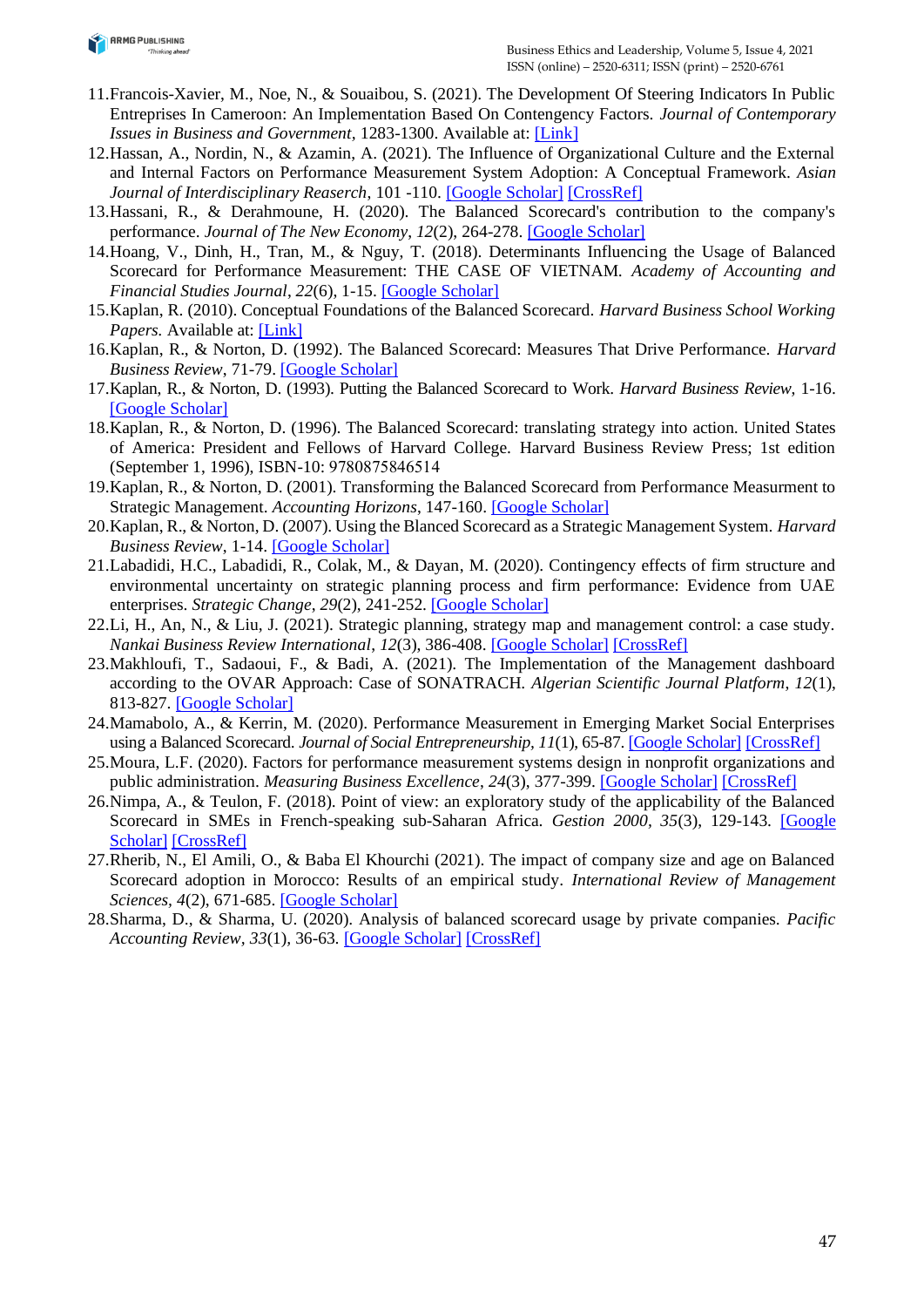11. Francois-Xavier, M., Noe, N., & Souaibou, S. (2021). The Development Of Steering Indicators In Public Entreprises In Cameroon: An Implementation Based On Contengency Factors. *Journal of Contemporary Issues in Business and Government*, 1283-1300. Available at: [Link]
12. Hassan, A., Nordin, N., & Azamin, A. (2021). The Influence of Organizational Culture and the External and Internal Factors on Performance Measurement System Adoption: A Conceptual Framework. *Asian Journal of Interdisciplinary Reaserch*, 101 -110. [Google Scholar] [CrossRef]
13. Hassani, R., & Derahmoune, H. (2020). The Balanced Scorecard's contribution to the company's performance. *Journal of The New Economy*, *12*(2), 264-278. [Google Scholar]
14. Hoang, V., Dinh, H., Tran, M., & Nguy, T. (2018). Determinants Influencing the Usage of Balanced Scorecard for Performance Measurement: THE CASE OF VIETNAM. *Academy of Accounting and Financial Studies Journal*, *22*(6), 1-15. [Google Scholar]
15. Kaplan, R. (2010). Conceptual Foundations of the Balanced Scorecard. *Harvard Business School Working Papers.* Available at: [Link]
16. Kaplan, R., & Norton, D. (1992). The Balanced Scorecard: Measures That Drive Performance. *Harvard Business Review*, 71-79. [Google Scholar]
17. Kaplan, R., & Norton, D. (1993). Putting the Balanced Scorecard to Work. *Harvard Business Review*, 1-16. [Google Scholar]
18. Kaplan, R., & Norton, D. (1996). The Balanced Scorecard: translating strategy into action. United States of America: President and Fellows of Harvard College. Harvard Business Review Press; 1st edition (September 1, 1996), ISBN-10: 9780875846514
19. Kaplan, R., & Norton, D. (2001). Transforming the Balanced Scorecard from Performance Measurment to Strategic Management. *Accounting Horizons*, 147-160. [Google Scholar]
20. Kaplan, R., & Norton, D. (2007). Using the Blanced Scorecard as a Strategic Management System. *Harvard Business Review*, 1-14. [Google Scholar]
21. Labadidi, H.C., Labadidi, R., Colak, M., & Dayan, M. (2020). Contingency effects of firm structure and environmental uncertainty on strategic planning process and firm performance: Evidence from UAE enterprises. *Strategic Change*, *29*(2), 241-252. [Google Scholar]
22. Li, H., An, N., & Liu, J. (2021). Strategic planning, strategy map and management control: a case study. *Nankai Business Review International*, *12*(3), 386-408. [Google Scholar] [CrossRef]
23. Makhloufi, T., Sadaoui, F., & Badi, A. (2021). The Implementation of the Management dashboard according to the OVAR Approach: Case of SONATRACH. *Algerian Scientific Journal Platform, 12*(1), 813-827. [Google Scholar]
24. Mamabolo, A., & Kerrin, M. (2020). Performance Measurement in Emerging Market Social Enterprises using a Balanced Scorecard. *Journal of Social Entrepreneurship, 11*(1), 65-87. [Google Scholar] [CrossRef]
25. Moura, L.F. (2020). Factors for performance measurement systems design in nonprofit organizations and public administration. *Measuring Business Excellence*, *24*(3), 377-399. [Google Scholar] [CrossRef]
26. Nimpa, A., & Teulon, F. (2018). Point of view: an exploratory study of the applicability of the Balanced Scorecard in SMEs in French-speaking sub-Saharan Africa. *Gestion 2000*, *35*(3), 129-143. [Google Scholar] [CrossRef]
27. Rherib, N., El Amili, O., & Baba El Khourchi (2021). The impact of company size and age on Balanced Scorecard adoption in Morocco: Results of an empirical study. *International Review of Management Sciences*, *4*(2), 671-685. [Google Scholar]
28. Sharma, D., & Sharma, U. (2020). Analysis of balanced scorecard usage by private companies. *Pacific Accounting Review*, *33*(1), 36-63. [Google Scholar] [CrossRef]